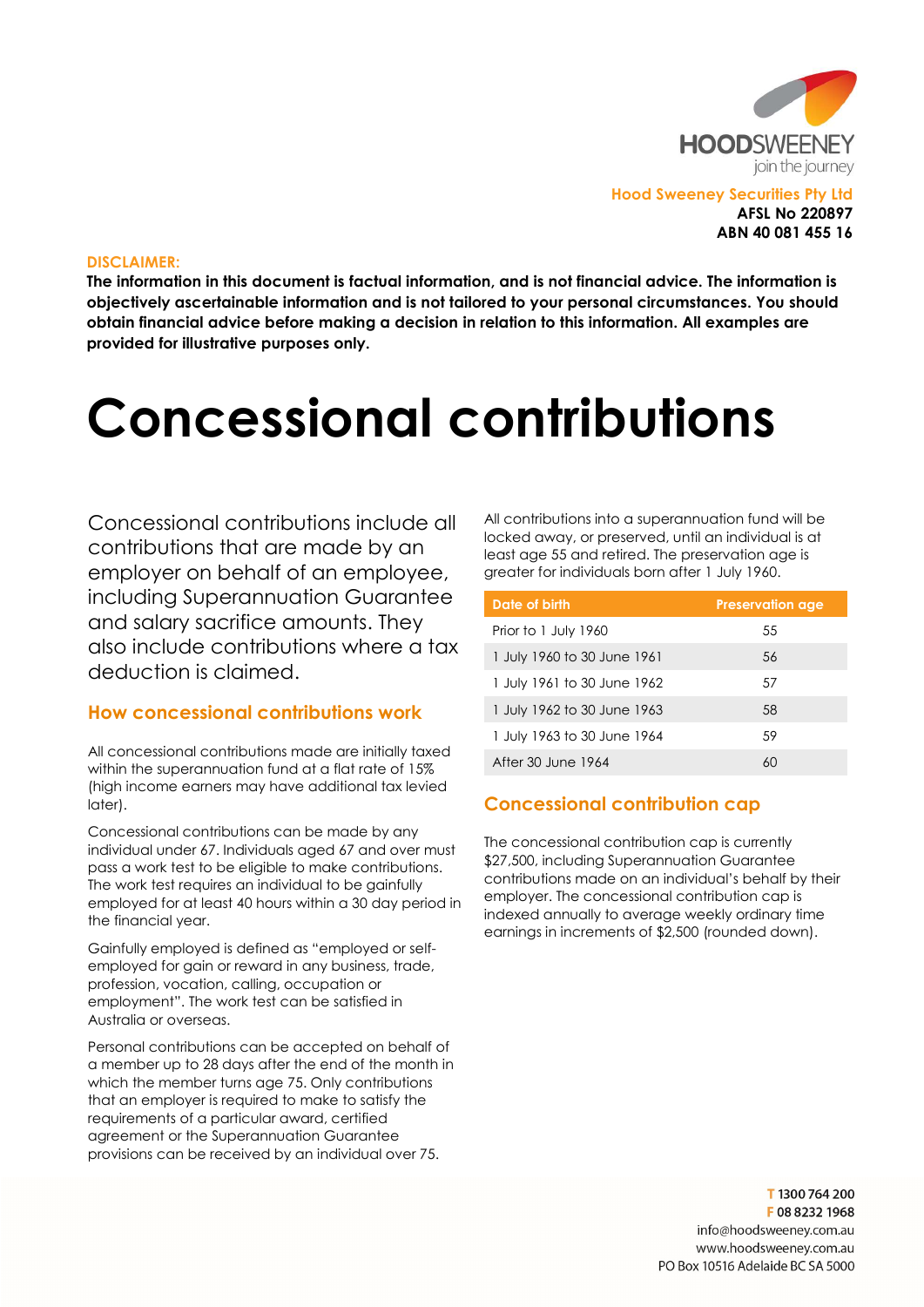Hood Sweeney Securities Pty Ltd
**AFSL No 220897**
**ABN 40 081 455 16**

**DISCLAIMER:**
**The information in this document is factual information, and is not financial advice. The information is objectively ascertainable information and is not tailored to your personal circumstances. You should obtain financial advice before making a decision in relation to this information. All examples are provided for illustrative purposes only.**

# Concessional contributions

Concessional contributions include all contributions that are made by an employer on behalf of an employee, including Superannuation Guarantee and salary sacrifice amounts. They also include contributions where a tax deduction is claimed.

## How concessional contributions work

All concessional contributions made are initially taxed within the superannuation fund at a flat rate of 15% (high income earners may have additional tax levied later).

Concessional contributions can be made by any individual under 67. Individuals aged 67 and over must pass a work test to be eligible to make contributions. The work test requires an individual to be gainfully employed for at least 40 hours within a 30 day period in the financial year.

Gainfully employed is defined as "employed or self-employed for gain or reward in any business, trade, profession, vocation, calling, occupation or employment". The work test can be satisfied in Australia or overseas.

Personal contributions can be accepted on behalf of a member up to 28 days after the end of the month in which the member turns age 75. Only contributions that an employer is required to make to satisfy the requirements of a particular award, certified agreement or the Superannuation Guarantee provisions can be received by an individual over 75.

All contributions into a superannuation fund will be locked away, or preserved, until an individual is at least age 55 and retired. The preservation age is greater for individuals born after 1 July 1960.

| Date of birth | Preservation age |
|---|---|
| Prior to 1 July 1960 | 55 |
| 1 July 1960 to 30 June 1961 | 56 |
| 1 July 1961 to 30 June 1962 | 57 |
| 1 July 1962 to 30 June 1963 | 58 |
| 1 July 1963 to 30 June 1964 | 59 |
| After 30 June 1964 | 60 |

## Concessional contribution cap

The concessional contribution cap is currently $27,500, including Superannuation Guarantee contributions made on an individual's behalf by their employer. The concessional contribution cap is indexed annually to average weekly ordinary time earnings in increments of $2,500 (rounded down).

T 1300 764 200
F 08 8232 1968
info@hoodsweeney.com.au
www.hoodsweeney.com.au
PO Box 10516 Adelaide BC SA 5000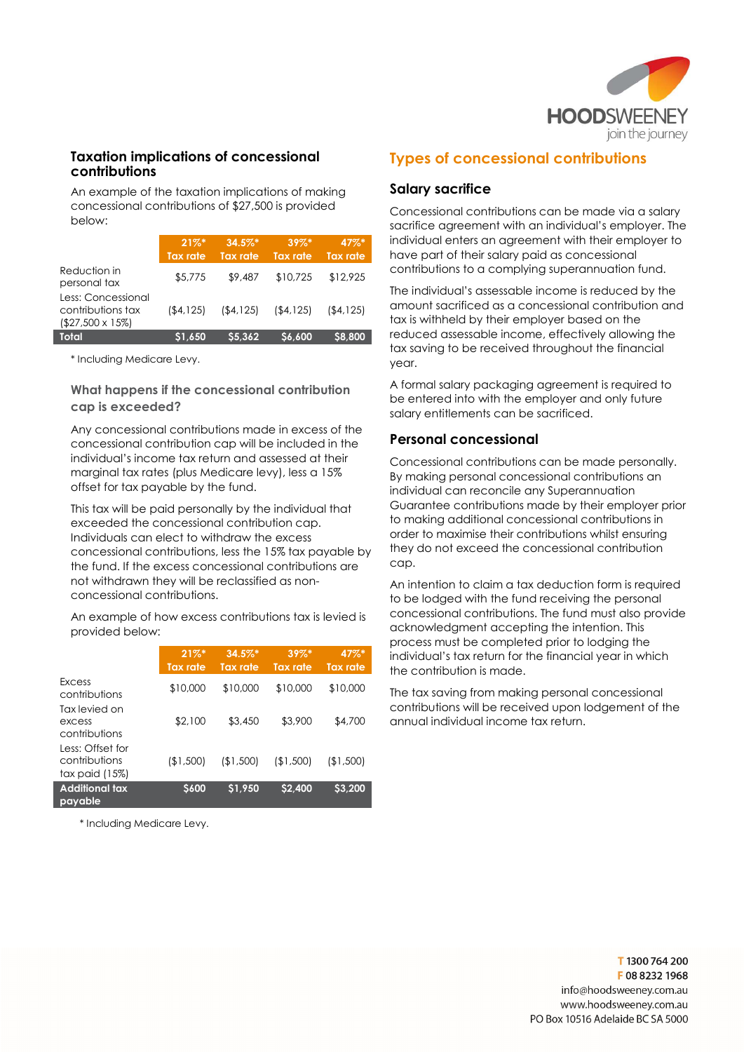## Taxation implications of concessional contributions

An example of the taxation implications of making concessional contributions of $27,500 is provided below:

| | 21%* Tax rate | 34.5%* Tax rate | 39%* Tax rate | 47%* Tax rate |
|---|---|---|---|---|
| Reduction in personal tax | $5,775 | $9,487 | $10,725 | $12,925 |
| Less: Concessional contributions tax ($27,500 x 15%) | ($4,125) | ($4,125) | ($4,125) | ($4,125) |
| **Total** | **$1,650** | **$5,362** | **$6,600** | **$8,800** |

* Including Medicare Levy.

### What happens if the concessional contribution cap is exceeded?

Any concessional contributions made in excess of the concessional contribution cap will be included in the individual's income tax return and assessed at their marginal tax rates (plus Medicare levy), less a 15% offset for tax payable by the fund.

This tax will be paid personally by the individual that exceeded the concessional contribution cap. Individuals can elect to withdraw the excess concessional contributions, less the 15% tax payable by the fund. If the excess concessional contributions are not withdrawn they will be reclassified as non-concessional contributions.

An example of how excess contributions tax is levied is provided below:

| | 21%* Tax rate | 34.5%* Tax rate | 39%* Tax rate | 47%* Tax rate |
|---|---|---|---|---|
| Excess contributions | $10,000 | $10,000 | $10,000 | $10,000 |
| Tax levied on excess contributions | $2,100 | $3,450 | $3,900 | $4,700 |
| Less: Offset for contributions tax paid (15%) | ($1,500) | ($1,500) | ($1,500) | ($1,500) |
| **Additional tax payable** | **$600** | **$1,950** | **$2,400** | **$3,200** |

* Including Medicare Levy.

## Types of concessional contributions

### Salary sacrifice

Concessional contributions can be made via a salary sacrifice agreement with an individual's employer. The individual enters an agreement with their employer to have part of their salary paid as concessional contributions to a complying superannuation fund.

The individual's assessable income is reduced by the amount sacrificed as a concessional contribution and tax is withheld by their employer based on the reduced assessable income, effectively allowing the tax saving to be received throughout the financial year.

A formal salary packaging agreement is required to be entered into with the employer and only future salary entitlements can be sacrificed.

### Personal concessional

Concessional contributions can be made personally. By making personal concessional contributions an individual can reconcile any Superannuation Guarantee contributions made by their employer prior to making additional concessional contributions in order to maximise their contributions whilst ensuring they do not exceed the concessional contribution cap.

An intention to claim a tax deduction form is required to be lodged with the fund receiving the personal concessional contributions. The fund must also provide acknowledgment accepting the intention. This process must be completed prior to lodging the individual's tax return for the financial year in which the contribution is made.

The tax saving from making personal concessional contributions will be received upon lodgement of the annual individual income tax return.

T 1300 764 200
F 08 8232 1968
info@hoodsweeney.com.au
www.hoodsweeney.com.au
PO Box 10516 Adelaide BC SA 5000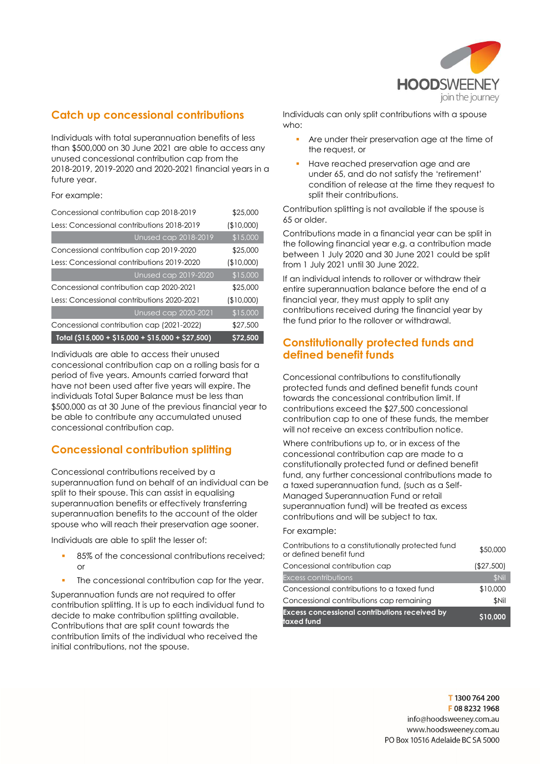## Catch up concessional contributions

Individuals with total superannuation benefits of less than $500,000 on 30 June 2021 are able to access any unused concessional contribution cap from the 2018-2019, 2019-2020 and 2020-2021 financial years in a future year.

For example:

| | |
|---|---|
| Concessional contribution cap 2018-2019 | $25,000 |
| Less: Concessional contributions 2018-2019 | ($10,000) |
| Unused cap 2018-2019 | $15,000 |
| Concessional contribution cap 2019-2020 | $25,000 |
| Less: Concessional contributions 2019-2020 | ($10,000) |
| Unused cap 2019-2020 | $15,000 |
| Concessional contribution cap 2020-2021 | $25,000 |
| Less: Concessional contributions 2020-2021 | ($10,000) |
| Unused cap 2020-2021 | $15,000 |
| Concessional contribution cap (2021-2022) | $27,500 |
| **Total ($15,000 + $15,000 + $15,000 + $27,500)** | **$72,500** |

Individuals are able to access their unused concessional contribution cap on a rolling basis for a period of five years. Amounts carried forward that have not been used after five years will expire. The individuals Total Super Balance must be less than $500,000 as at 30 June of the previous financial year to be able to contribute any accumulated unused concessional contribution cap.

## Concessional contribution splitting

Concessional contributions received by a superannuation fund on behalf of an individual can be split to their spouse. This can assist in equalising superannuation benefits or effectively transferring superannuation benefits to the account of the older spouse who will reach their preservation age sooner.

Individuals are able to split the lesser of:

- 85% of the concessional contributions received; or
- The concessional contribution cap for the year.

Superannuation funds are not required to offer contribution splitting. It is up to each individual fund to decide to make contribution splitting available. Contributions that are split count towards the contribution limits of the individual who received the initial contributions, not the spouse.

Individuals can only split contributions with a spouse who:

- Are under their preservation age at the time of the request, or
- Have reached preservation age and are under 65, and do not satisfy the 'retirement' condition of release at the time they request to split their contributions.

Contribution splitting is not available if the spouse is 65 or older.

Contributions made in a financial year can be split in the following financial year e.g. a contribution made between 1 July 2020 and 30 June 2021 could be split from 1 July 2021 until 30 June 2022.

If an individual intends to rollover or withdraw their entire superannuation balance before the end of a financial year, they must apply to split any contributions received during the financial year by the fund prior to the rollover or withdrawal.

## Constitutionally protected funds and defined benefit funds

Concessional contributions to constitutionally protected funds and defined benefit funds count towards the concessional contribution limit. If contributions exceed the $27,500 concessional contribution cap to one of these funds, the member will not receive an excess contribution notice.

Where contributions up to, or in excess of the concessional contribution cap are made to a constitutionally protected fund or defined benefit fund, any further concessional contributions made to a taxed superannuation fund, (such as a Self-Managed Superannuation Fund or retail superannuation fund) will be treated as excess contributions and will be subject to tax.

For example:

| | |
|---|---|
| Contributions to a constitutionally protected fund or defined benefit fund | $50,000 |
| Concessional contribution cap | ($27,500) |
| Excess contributions | $Nil |
| Concessional contributions to a taxed fund | $10,000 |
| Concessional contributions cap remaining | $Nil |
| **Excess concessional contributions received by taxed fund** | **$10,000** |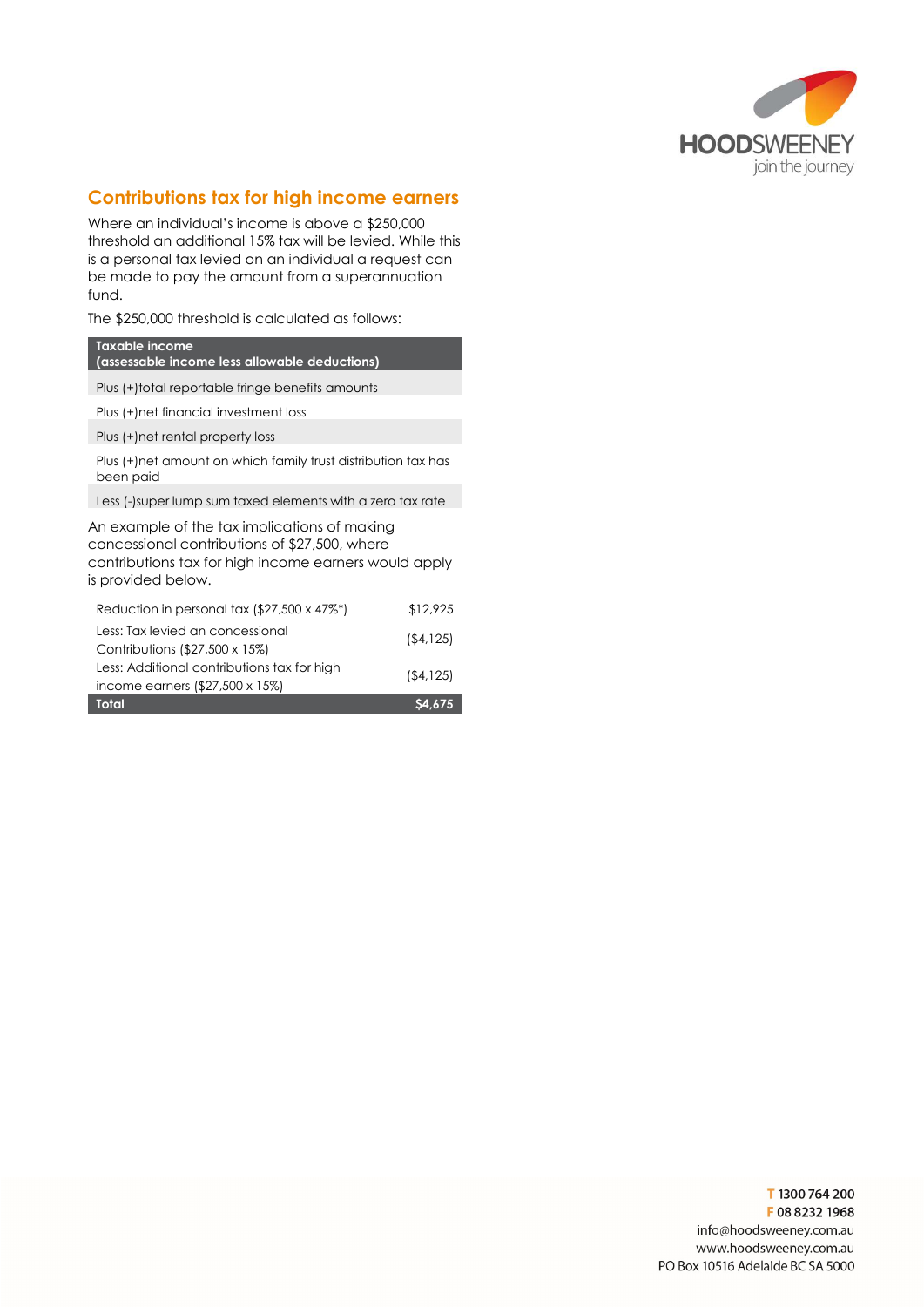## Contributions tax for high income earners

Where an individual's income is above a $250,000 threshold an additional 15% tax will be levied. While this is a personal tax levied on an individual a request can be made to pay the amount from a superannuation fund.

The $250,000 threshold is calculated as follows:

| Taxable income (assessable income less allowable deductions) |
|---|
| Plus (+)total reportable fringe benefits amounts |
| Plus (+)net financial investment loss |
| Plus (+)net rental property loss |
| Plus (+)net amount on which family trust distribution tax has been paid |
| Less (-)super lump sum taxed elements with a zero tax rate |

An example of the tax implications of making concessional contributions of $27,500, where contributions tax for high income earners would apply is provided below.

| | |
|---|---|
| Reduction in personal tax ($27,500 x 47%*) | $12,925 |
| Less: Tax levied an concessional Contributions ($27,500 x 15%) | ($4,125) |
| Less: Additional contributions tax for high income earners ($27,500 x 15%) | ($4,125) |
| **Total** | **$4,675** |